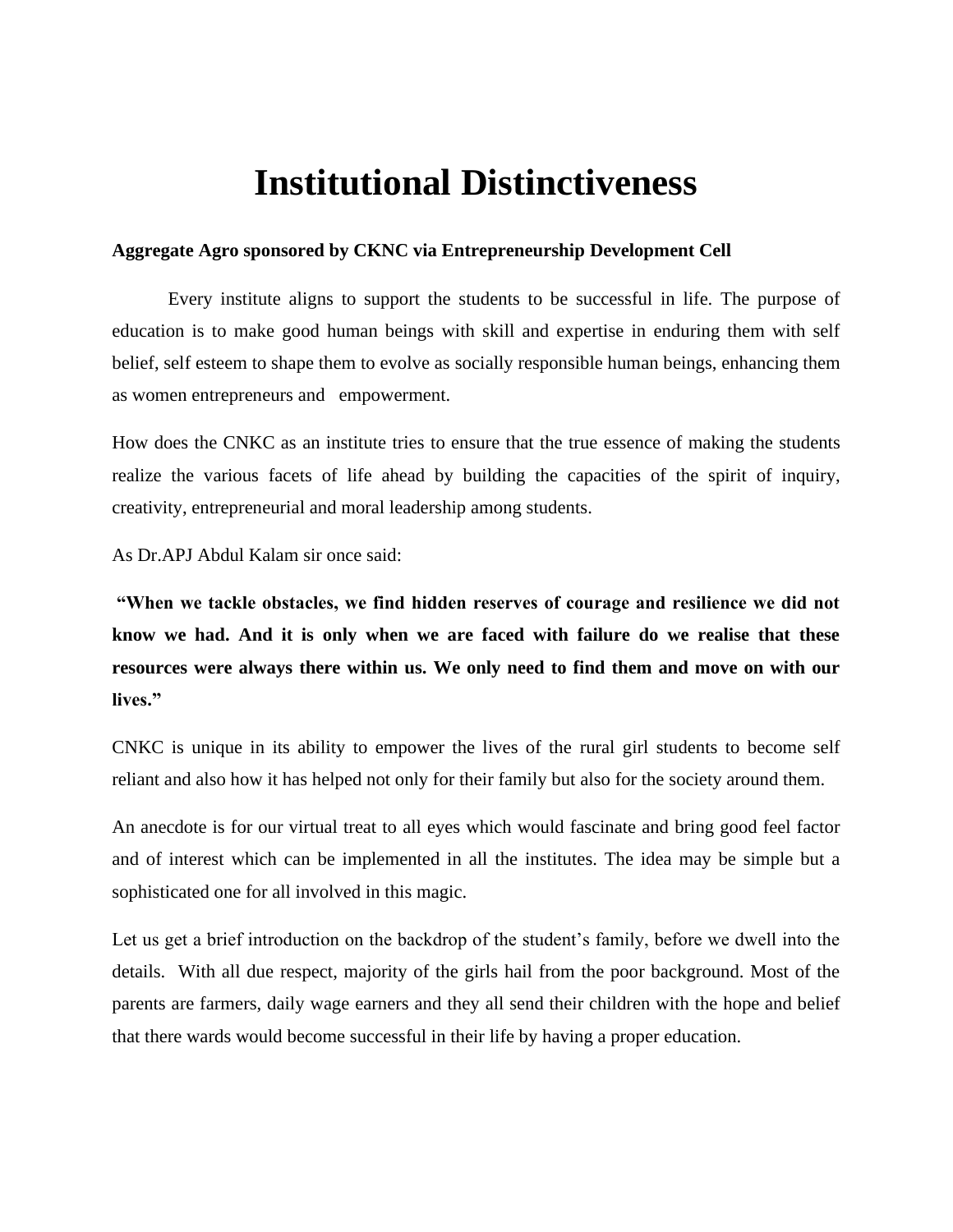# Institutional Distinctiveness

**Aggregate Agro sponsored by CKNC via Entrepreneurship Development Cell**

Every institute aligns to support the students to be successful in life. The purpose of education is to make good human beings with skill and expertise in enduring them with self belief, self esteem to shape them to evolve as socially responsible human beings, enhancing them as women entrepreneurs and empowerment.

How does the CNKC as an institute tries to ensure that the true essence of making the students realize the various facets of life ahead by building the capacities of the spirit of inquiry, creativity, entrepreneurial and moral leadership among students.

As Dr.APJ Abdul Kalam sir once said:

**"When we tackle obstacles, we find hidden reserves of courage and resilience we did not know we had. And it is only when we are faced with failure do we realise that these resources were always there within us. We only need to find them and move on with our lives."**

CNKC is unique in its ability to empower the lives of the rural girl students to become self reliant and also how it has helped not only for their family but also for the society around them.

An anecdote is for our virtual treat to all eyes which would fascinate and bring good feel factor and of interest which can be implemented in all the institutes. The idea may be simple but a sophisticated one for all involved in this magic.

Let us get a brief introduction on the backdrop of the student's family, before we dwell into the details. With all due respect, majority of the girls hail from the poor background. Most of the parents are farmers, daily wage earners and they all send their children with the hope and belief that there wards would become successful in their life by having a proper education.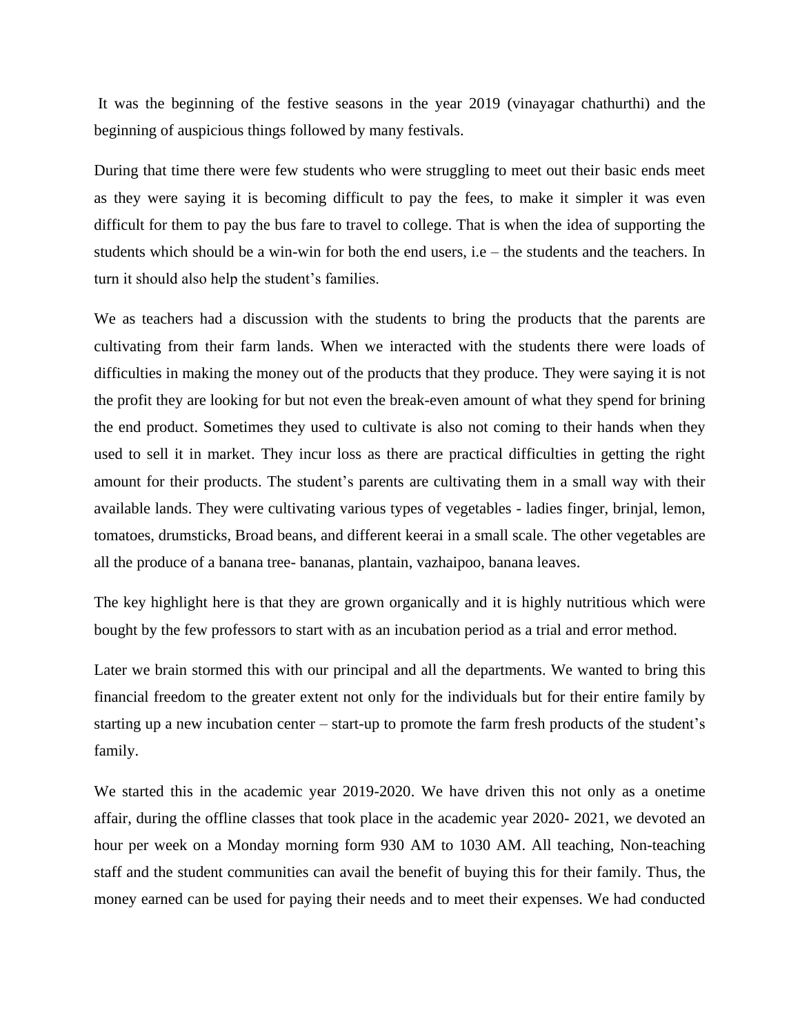It was the beginning of the festive seasons in the year 2019 (vinayagar chathurthi) and the beginning of auspicious things followed by many festivals.

During that time there were few students who were struggling to meet out their basic ends meet as they were saying it is becoming difficult to pay the fees, to make it simpler it was even difficult for them to pay the bus fare to travel to college. That is when the idea of supporting the students which should be a win-win for both the end users, i.e – the students and the teachers. In turn it should also help the student's families.

We as teachers had a discussion with the students to bring the products that the parents are cultivating from their farm lands. When we interacted with the students there were loads of difficulties in making the money out of the products that they produce. They were saying it is not the profit they are looking for but not even the break-even amount of what they spend for brining the end product. Sometimes they used to cultivate is also not coming to their hands when they used to sell it in market. They incur loss as there are practical difficulties in getting the right amount for their products. The student's parents are cultivating them in a small way with their available lands. They were cultivating various types of vegetables - ladies finger, brinjal, lemon, tomatoes, drumsticks, Broad beans, and different keerai in a small scale. The other vegetables are all the produce of a banana tree- bananas, plantain, vazhaipoo, banana leaves.

The key highlight here is that they are grown organically and it is highly nutritious which were bought by the few professors to start with as an incubation period as a trial and error method.

Later we brain stormed this with our principal and all the departments. We wanted to bring this financial freedom to the greater extent not only for the individuals but for their entire family by starting up a new incubation center – start-up to promote the farm fresh products of the student's family.

We started this in the academic year 2019-2020. We have driven this not only as a onetime affair, during the offline classes that took place in the academic year 2020- 2021, we devoted an hour per week on a Monday morning form 930 AM to 1030 AM. All teaching, Non-teaching staff and the student communities can avail the benefit of buying this for their family. Thus, the money earned can be used for paying their needs and to meet their expenses. We had conducted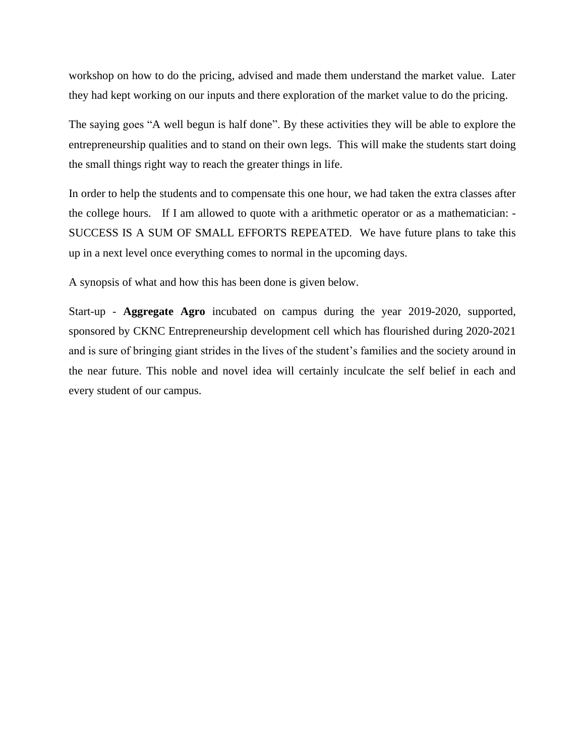workshop on how to do the pricing, advised and made them understand the market value. Later they had kept working on our inputs and there exploration of the market value to do the pricing.

The saying goes "A well begun is half done". By these activities they will be able to explore the entrepreneurship qualities and to stand on their own legs. This will make the students start doing the small things right way to reach the greater things in life.

In order to help the students and to compensate this one hour, we had taken the extra classes after the college hours. If I am allowed to quote with a arithmetic operator or as a mathematician: - SUCCESS IS A SUM OF SMALL EFFORTS REPEATED. We have future plans to take this up in a next level once everything comes to normal in the upcoming days.

A synopsis of what and how this has been done is given below.

Start-up - **Aggregate Agro** incubated on campus during the year 2019-2020, supported, sponsored by CKNC Entrepreneurship development cell which has flourished during 2020-2021 and is sure of bringing giant strides in the lives of the student's families and the society around in the near future. This noble and novel idea will certainly inculcate the self belief in each and every student of our campus.